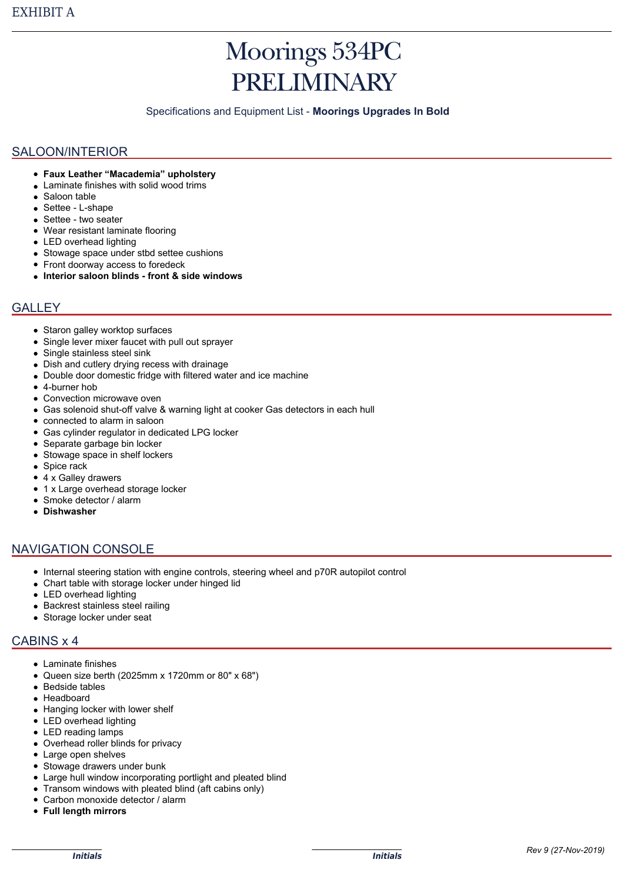EXHIBIT A

# Moorings 534PC
# PRELIMINARY

Specifications and Equipment List - **Moorings Upgrades In Bold**

## SALOON/INTERIOR

- **Faux Leather "Macademia" upholstery**
- Laminate finishes with solid wood trims
- Saloon table
- Settee - L-shape
- Settee - two seater
- Wear resistant laminate flooring
- LED overhead lighting
- Stowage space under stbd settee cushions
- Front doorway access to foredeck
- **Interior saloon blinds - front & side windows**

## GALLEY

- Staron galley worktop surfaces
- Single lever mixer faucet with pull out sprayer
- Single stainless steel sink
- Dish and cutlery drying recess with drainage
- Double door domestic fridge with filtered water and ice machine
- 4-burner hob
- Convection microwave oven
- Gas solenoid shut-off valve & warning light at cooker Gas detectors in each hull
- connected to alarm in saloon
- Gas cylinder regulator in dedicated LPG locker
- Separate garbage bin locker
- Stowage space in shelf lockers
- Spice rack
- 4 x Galley drawers
- 1 x Large overhead storage locker
- Smoke detector / alarm
- **Dishwasher**

## NAVIGATION CONSOLE

- Internal steering station with engine controls, steering wheel and p70R autopilot control
- Chart table with storage locker under hinged lid
- LED overhead lighting
- Backrest stainless steel railing
- Storage locker under seat

## CABINS x 4

- Laminate finishes
- Queen size berth (2025mm x 1720mm or 80" x 68")
- Bedside tables
- Headboard
- Hanging locker with lower shelf
- LED overhead lighting
- LED reading lamps
- Overhead roller blinds for privacy
- Large open shelves
- Stowage drawers under bunk
- Large hull window incorporating portlight and pleated blind
- Transom windows with pleated blind (aft cabins only)
- Carbon monoxide detector / alarm
- **Full length mirrors**

*Initials* *Initials*

*Rev 9 (27-Nov-2019)*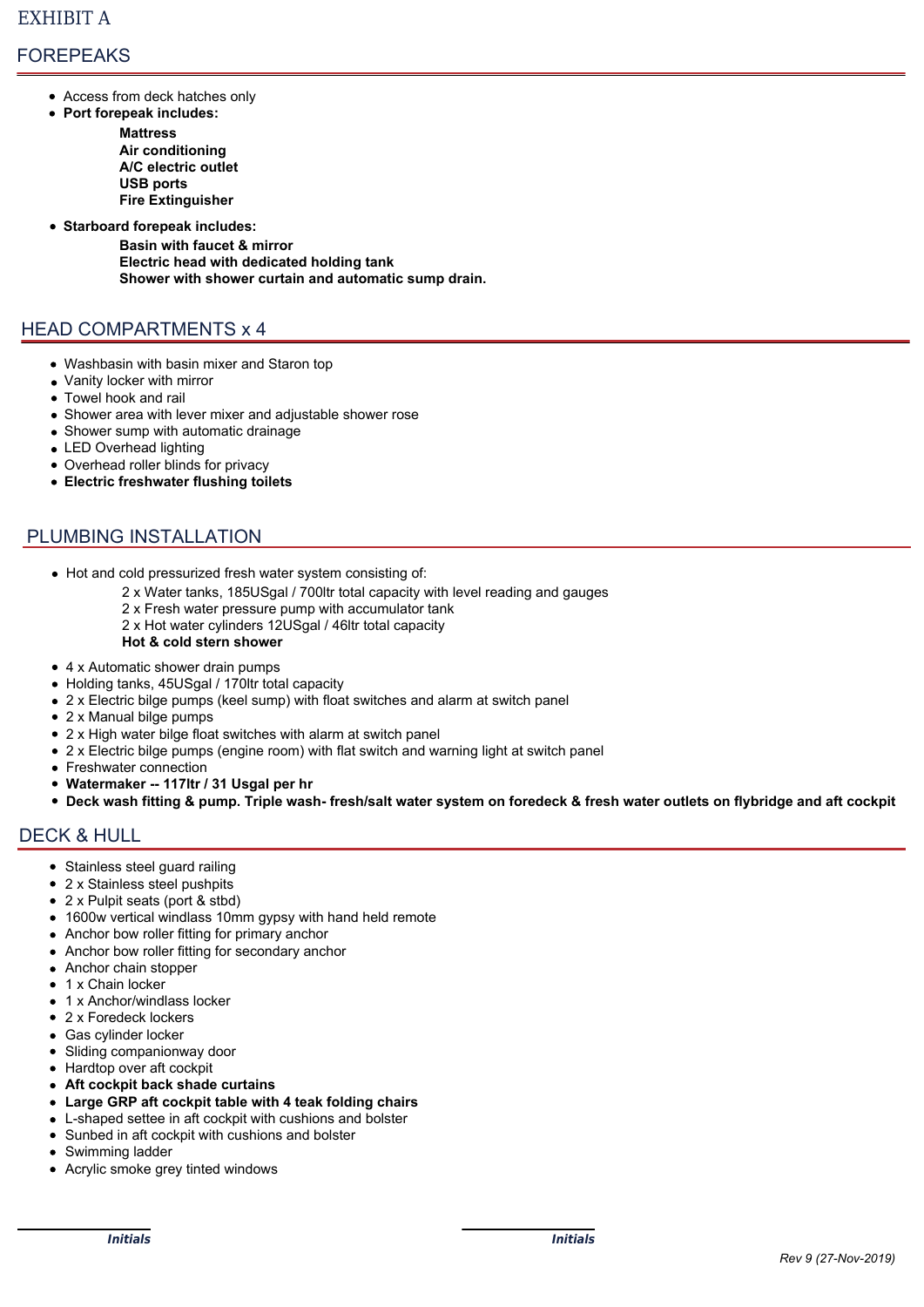EXHIBIT A

## FOREPEAKS

- Access from deck hatches only
- **Port forepeak includes:**
  - **Mattress**
  - **Air conditioning**
  - **A/C electric outlet**
  - **USB ports**
  - **Fire Extinguisher**
- **Starboard forepeak includes:**
  - **Basin with faucet & mirror**
  - **Electric head with dedicated holding tank**
  - **Shower with shower curtain and automatic sump drain.**

## HEAD COMPARTMENTS x 4

- Washbasin with basin mixer and Staron top
- Vanity locker with mirror
- Towel hook and rail
- Shower area with lever mixer and adjustable shower rose
- Shower sump with automatic drainage
- LED Overhead lighting
- Overhead roller blinds for privacy
- **Electric freshwater flushing toilets**

## PLUMBING INSTALLATION

- Hot and cold pressurized fresh water system consisting of:
  - 2 x Water tanks, 185USgal / 700ltr total capacity with level reading and gauges
  - 2 x Fresh water pressure pump with accumulator tank
  - 2 x Hot water cylinders 12USgal / 46ltr total capacity
  - **Hot & cold stern shower**
- 4 x Automatic shower drain pumps
- Holding tanks, 45USgal / 170ltr total capacity
- 2 x Electric bilge pumps (keel sump) with float switches and alarm at switch panel
- 2 x Manual bilge pumps
- 2 x High water bilge float switches with alarm at switch panel
- 2 x Electric bilge pumps (engine room) with flat switch and warning light at switch panel
- Freshwater connection
- **Watermaker -- 117ltr / 31 Usgal per hr**
- **Deck wash fitting & pump. Triple wash- fresh/salt water system on foredeck & fresh water outlets on flybridge and aft cockpit**

## DECK & HULL

- Stainless steel guard railing
- 2 x Stainless steel pushpits
- 2 x Pulpit seats (port & stbd)
- 1600w vertical windlass 10mm gypsy with hand held remote
- Anchor bow roller fitting for primary anchor
- Anchor bow roller fitting for secondary anchor
- Anchor chain stopper
- 1 x Chain locker
- 1 x Anchor/windlass locker
- 2 x Foredeck lockers
- Gas cylinder locker
- Sliding companionway door
- Hardtop over aft cockpit
- **Aft cockpit back shade curtains**
- **Large GRP aft cockpit table with 4 teak folding chairs**
- L-shaped settee in aft cockpit with cushions and bolster
- Sunbed in aft cockpit with cushions and bolster
- Swimming ladder
- Acrylic smoke grey tinted windows

*Initials* *Initials*

*Rev 9 (27-Nov-2019)*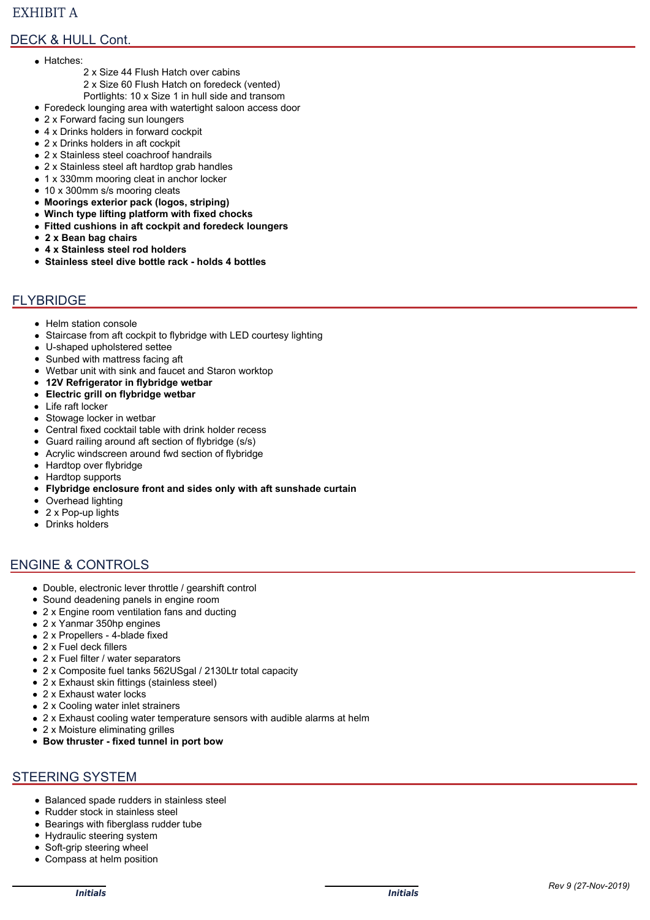EXHIBIT A

## DECK & HULL Cont.

- Hatches:
  - 2 x Size 44 Flush Hatch over cabins
  - 2 x Size 60 Flush Hatch on foredeck (vented)
  - Portlights: 10 x Size 1 in hull side and transom
- Foredeck lounging area with watertight saloon access door
- 2 x Forward facing sun loungers
- 4 x Drinks holders in forward cockpit
- 2 x Drinks holders in aft cockpit
- 2 x Stainless steel coachroof handrails
- 2 x Stainless steel aft hardtop grab handles
- 1 x 330mm mooring cleat in anchor locker
- 10 x 300mm s/s mooring cleats
- **Moorings exterior pack (logos, striping)**
- **Winch type lifting platform with fixed chocks**
- **Fitted cushions in aft cockpit and foredeck loungers**
- **2 x Bean bag chairs**
- **4 x Stainless steel rod holders**
- **Stainless steel dive bottle rack - holds 4 bottles**

## FLYBRIDGE

- Helm station console
- Staircase from aft cockpit to flybridge with LED courtesy lighting
- U-shaped upholstered settee
- Sunbed with mattress facing aft
- Wetbar unit with sink and faucet and Staron worktop
- **12V Refrigerator in flybridge wetbar**
- **Electric grill on flybridge wetbar**
- Life raft locker
- Stowage locker in wetbar
- Central fixed cocktail table with drink holder recess
- Guard railing around aft section of flybridge (s/s)
- Acrylic windscreen around fwd section of flybridge
- Hardtop over flybridge
- Hardtop supports
- **Flybridge enclosure front and sides only with aft sunshade curtain**
- Overhead lighting
- 2 x Pop-up lights
- Drinks holders

## ENGINE & CONTROLS

- Double, electronic lever throttle / gearshift control
- Sound deadening panels in engine room
- 2 x Engine room ventilation fans and ducting
- 2 x Yanmar 350hp engines
- 2 x Propellers - 4-blade fixed
- 2 x Fuel deck fillers
- 2 x Fuel filter / water separators
- 2 x Composite fuel tanks 562USgal / 2130Ltr total capacity
- 2 x Exhaust skin fittings (stainless steel)
- 2 x Exhaust water locks
- 2 x Cooling water inlet strainers
- 2 x Exhaust cooling water temperature sensors with audible alarms at helm
- 2 x Moisture eliminating grilles
- **Bow thruster - fixed tunnel in port bow**

## STEERING SYSTEM

- Balanced spade rudders in stainless steel
- Rudder stock in stainless steel
- Bearings with fiberglass rudder tube
- Hydraulic steering system
- Soft-grip steering wheel
- Compass at helm position

_____________ ***Initials*** _____________ ***Initials*** *Rev 9 (27-Nov-2019)*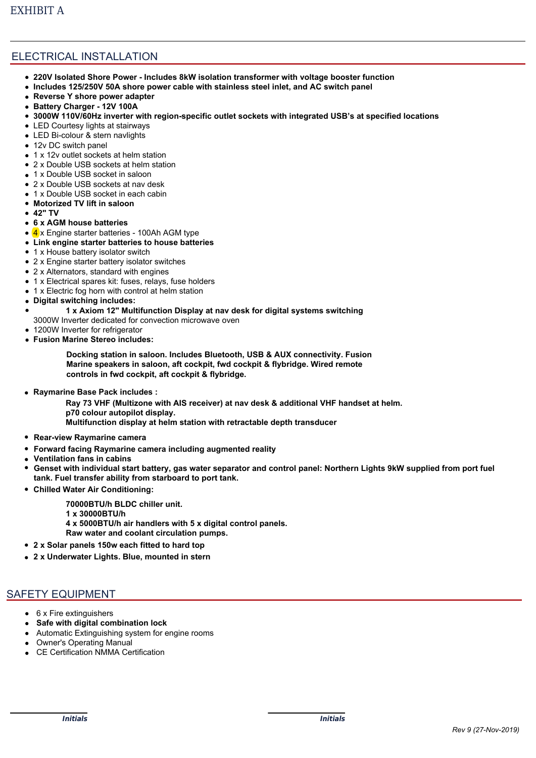EXHIBIT A

## ELECTRICAL INSTALLATION

- **220V Isolated Shore Power - Includes 8kW isolation transformer with voltage booster function**
- **Includes 125/250V 50A shore power cable with stainless steel inlet, and AC switch panel**
- **Reverse Y shore power adapter**
- **Battery Charger - 12V 100A**
- **3000W 110V/60Hz inverter with region-specific outlet sockets with integrated USB's at specified locations**
- LED Courtesy lights at stairways
- LED Bi-colour & stern navlights
- 12v DC switch panel
- 1 x 12v outlet sockets at helm station
- 2 x Double USB sockets at helm station
- 1 x Double USB socket in saloon
- 2 x Double USB sockets at nav desk
- 1 x Double USB socket in each cabin
- **Motorized TV lift in saloon**
- **42" TV**
- **6 x AGM house batteries**
- 4 x Engine starter batteries - 100Ah AGM type
- **Link engine starter batteries to house batteries**
- 1 x House battery isolator switch
- 2 x Engine starter battery isolator switches
- 2 x Alternators, standard with engines
- 1 x Electrical spares kit: fuses, relays, fuse holders
- 1 x Electric fog horn with control at helm station
- **Digital switching includes:**
- **1 x Axiom 12" Multifunction Display at nav desk for digital systems switching**
  3000W Inverter dedicated for convection microwave oven
- 1200W Inverter for refrigerator
- **Fusion Marine Stereo includes:**

  **Docking station in saloon. Includes Bluetooth, USB & AUX connectivity. Fusion Marine speakers in saloon, aft cockpit, fwd cockpit & flybridge. Wired remote controls in fwd cockpit, aft cockpit & flybridge.**

- **Raymarine Base Pack includes :**

  **Ray 73 VHF (Multizone with AIS receiver) at nav desk & additional VHF handset at helm.**
  **p70 colour autopilot display.**
  **Multifunction display at helm station with retractable depth transducer**

- **Rear-view Raymarine camera**
- **Forward facing Raymarine camera including augmented reality**
- **Ventilation fans in cabins**
- **Genset with individual start battery, gas water separator and control panel: Northern Lights 9kW supplied from port fuel tank. Fuel transfer ability from starboard to port tank.**
- **Chilled Water Air Conditioning:**

  **70000BTU/h BLDC chiller unit.**
  **1 x 30000BTU/h**
  **4 x 5000BTU/h air handlers with 5 x digital control panels.**
  **Raw water and coolant circulation pumps.**

- **2 x Solar panels 150w each fitted to hard top**
- **2 x Underwater Lights. Blue, mounted in stern**

## SAFETY EQUIPMENT

- 6 x Fire extinguishers
- **Safe with digital combination lock**
- Automatic Extinguishing system for engine rooms
- Owner's Operating Manual
- CE Certification NMMA Certification

_______________ ***Initials*** _______________ ***Initials***

*Rev 9 (27-Nov-2019)*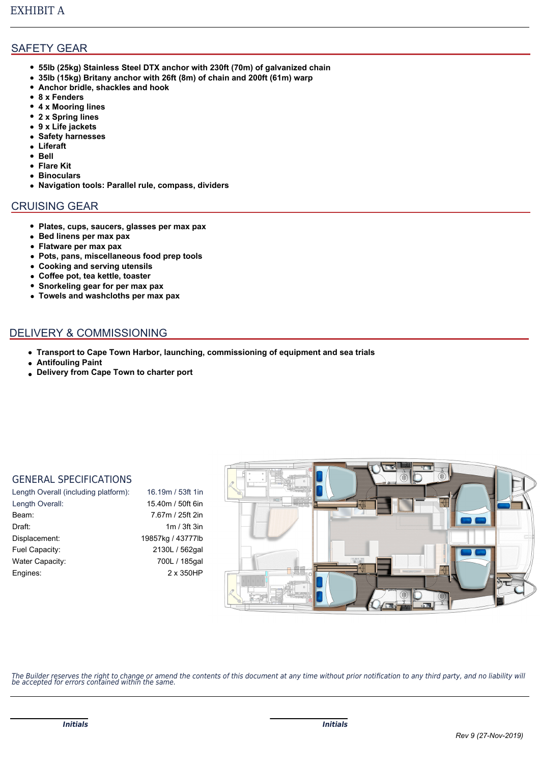EXHIBIT A

## SAFETY GEAR

- 55lb (25kg) Stainless Steel DTX anchor with 230ft (70m) of galvanized chain
- 35lb (15kg) Britany anchor with 26ft (8m) of chain and 200ft (61m) warp
- Anchor bridle, shackles and hook
- 8 x Fenders
- 4 x Mooring lines
- 2 x Spring lines
- 9 x Life jackets
- Safety harnesses
- Liferaft
- Bell
- Flare Kit
- Binoculars
- Navigation tools: Parallel rule, compass, dividers

## CRUISING GEAR

- Plates, cups, saucers, glasses per max pax
- Bed linens per max pax
- Flatware per max pax
- Pots, pans, miscellaneous food prep tools
- Cooking and serving utensils
- Coffee pot, tea kettle, toaster
- Snorkeling gear for per max pax
- Towels and washcloths per max pax

## DELIVERY & COMMISSIONING

- Transport to Cape Town Harbor, launching, commissioning of equipment and sea trials
- Antifouling Paint
- Delivery from Cape Town to charter port

## GENERAL SPECIFICATIONS

| | |
|---|---|
| Length Overall (including platform): | 16.19m / 53ft 1in |
| Length Overall: | 15.40m / 50ft 6in |
| Beam: | 7.67m / 25ft 2in |
| Draft: | 1m / 3ft 3in |
| Displacement: | 19857kg / 43777lb |
| Fuel Capacity: | 2130L / 562gal |
| Water Capacity: | 700L / 185gal |
| Engines: | 2 x 350HP |

*The Builder reserves the right to change or amend the contents of this document at any time without prior notification to any third party, and no liability will be accepted for errors contained within the same.*

***Initials*** &nbsp;&nbsp;&nbsp;&nbsp; ***Initials***

*Rev 9 (27-Nov-2019)*